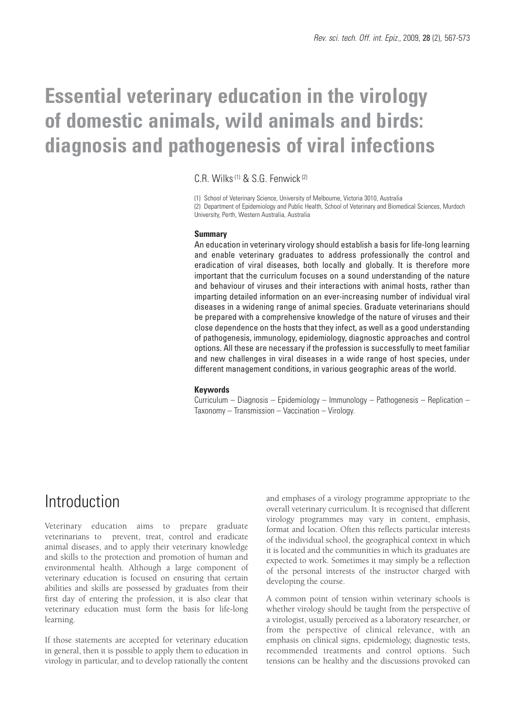# Essential veterinary education in the virology of domestic animals, wild animals and birds: diagnosis and pathogenesis of viral infections

C.R. Wilks [(1)] & S.G. Fenwick [(2)]

(1) School of Veterinary Science, University of Melbourne, Victoria 3010, Australia
(2) Department of Epidemiology and Public Health, School of Veterinary and Biomedical Sciences, Murdoch University, Perth, Western Australia, Australia

### Summary

An education in veterinary virology should establish a basis for life-long learning and enable veterinary graduates to address professionally the control and eradication of viral diseases, both locally and globally. It is therefore more important that the curriculum focuses on a sound understanding of the nature and behaviour of viruses and their interactions with animal hosts, rather than imparting detailed information on an ever-increasing number of individual viral diseases in a widening range of animal species. Graduate veterinarians should be prepared with a comprehensive knowledge of the nature of viruses and their close dependence on the hosts that they infect, as well as a good understanding of pathogenesis, immunology, epidemiology, diagnostic approaches and control options. All these are necessary if the profession is successfully to meet familiar and new challenges in viral diseases in a wide range of host species, under different management conditions, in various geographic areas of the world.

### Keywords

Curriculum – Diagnosis – Epidemiology – Immunology – Pathogenesis – Replication – Taxonomy – Transmission – Vaccination – Virology.

## Introduction

Veterinary education aims to prepare graduate veterinarians to prevent, treat, control and eradicate animal diseases, and to apply their veterinary knowledge and skills to the protection and promotion of human and environmental health. Although a large component of veterinary education is focused on ensuring that certain abilities and skills are possessed by graduates from their first day of entering the profession, it is also clear that veterinary education must form the basis for life-long learning.

If those statements are accepted for veterinary education in general, then it is possible to apply them to education in virology in particular, and to develop rationally the content and emphases of a virology programme appropriate to the overall veterinary curriculum. It is recognised that different virology programmes may vary in content, emphasis, format and location. Often this reflects particular interests of the individual school, the geographical context in which it is located and the communities in which its graduates are expected to work. Sometimes it may simply be a reflection of the personal interests of the instructor charged with developing the course.

A common point of tension within veterinary schools is whether virology should be taught from the perspective of a virologist, usually perceived as a laboratory researcher, or from the perspective of clinical relevance, with an emphasis on clinical signs, epidemiology, diagnostic tests, recommended treatments and control options. Such tensions can be healthy and the discussions provoked can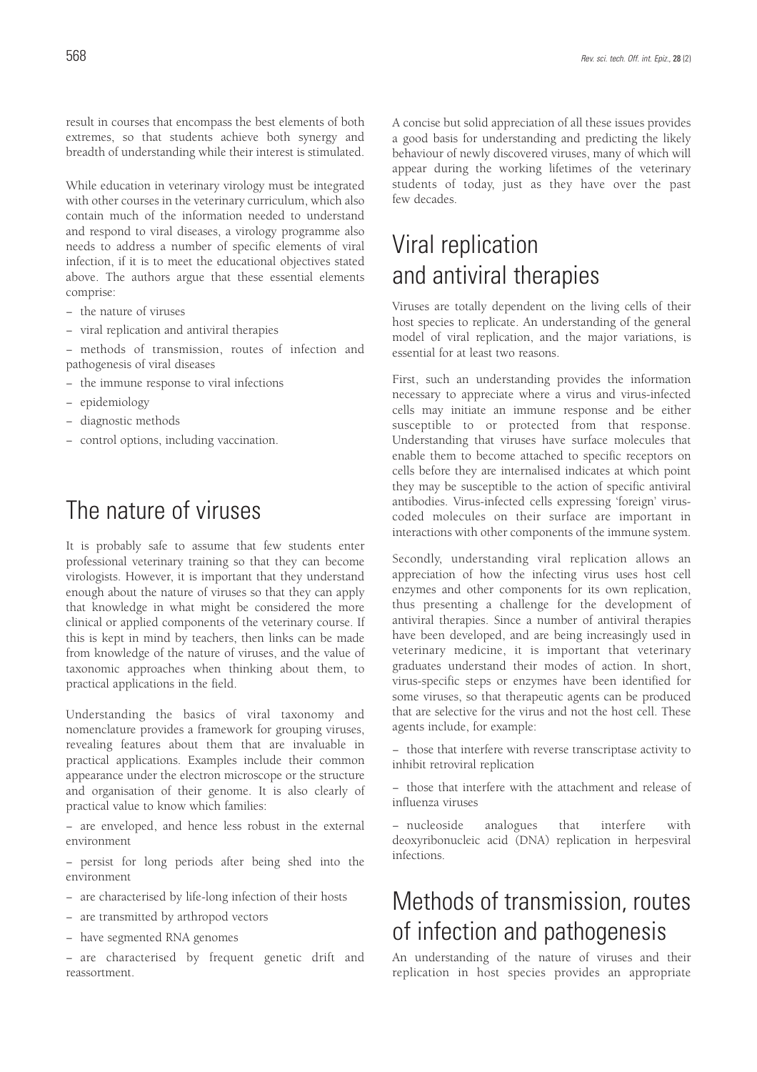result in courses that encompass the best elements of both extremes, so that students achieve both synergy and breadth of understanding while their interest is stimulated.

While education in veterinary virology must be integrated with other courses in the veterinary curriculum, which also contain much of the information needed to understand and respond to viral diseases, a virology programme also needs to address a number of specific elements of viral infection, if it is to meet the educational objectives stated above. The authors argue that these essential elements comprise:

- the nature of viruses
- viral replication and antiviral therapies
- methods of transmission, routes of infection and pathogenesis of viral diseases
- the immune response to viral infections
- epidemiology
- diagnostic methods
- control options, including vaccination.

## The nature of viruses

It is probably safe to assume that few students enter professional veterinary training so that they can become virologists. However, it is important that they understand enough about the nature of viruses so that they can apply that knowledge in what might be considered the more clinical or applied components of the veterinary course. If this is kept in mind by teachers, then links can be made from knowledge of the nature of viruses, and the value of taxonomic approaches when thinking about them, to practical applications in the field.

Understanding the basics of viral taxonomy and nomenclature provides a framework for grouping viruses, revealing features about them that are invaluable in practical applications. Examples include their common appearance under the electron microscope or the structure and organisation of their genome. It is also clearly of practical value to know which families:

- are enveloped, and hence less robust in the external environment
- persist for long periods after being shed into the environment
- are characterised by life-long infection of their hosts
- are transmitted by arthropod vectors
- have segmented RNA genomes
- are characterised by frequent genetic drift and reassortment.

A concise but solid appreciation of all these issues provides a good basis for understanding and predicting the likely behaviour of newly discovered viruses, many of which will appear during the working lifetimes of the veterinary students of today, just as they have over the past few decades.

## Viral replication and antiviral therapies

Viruses are totally dependent on the living cells of their host species to replicate. An understanding of the general model of viral replication, and the major variations, is essential for at least two reasons.

First, such an understanding provides the information necessary to appreciate where a virus and virus-infected cells may initiate an immune response and be either susceptible to or protected from that response. Understanding that viruses have surface molecules that enable them to become attached to specific receptors on cells before they are internalised indicates at which point they may be susceptible to the action of specific antiviral antibodies. Virus-infected cells expressing 'foreign' virus-coded molecules on their surface are important in interactions with other components of the immune system.

Secondly, understanding viral replication allows an appreciation of how the infecting virus uses host cell enzymes and other components for its own replication, thus presenting a challenge for the development of antiviral therapies. Since a number of antiviral therapies have been developed, and are being increasingly used in veterinary medicine, it is important that veterinary graduates understand their modes of action. In short, virus-specific steps or enzymes have been identified for some viruses, so that therapeutic agents can be produced that are selective for the virus and not the host cell. These agents include, for example:

- those that interfere with reverse transcriptase activity to inhibit retroviral replication
- those that interfere with the attachment and release of influenza viruses
- nucleoside analogues that interfere with deoxyribonucleic acid (DNA) replication in herpesviral infections.

## Methods of transmission, routes of infection and pathogenesis

An understanding of the nature of viruses and their replication in host species provides an appropriate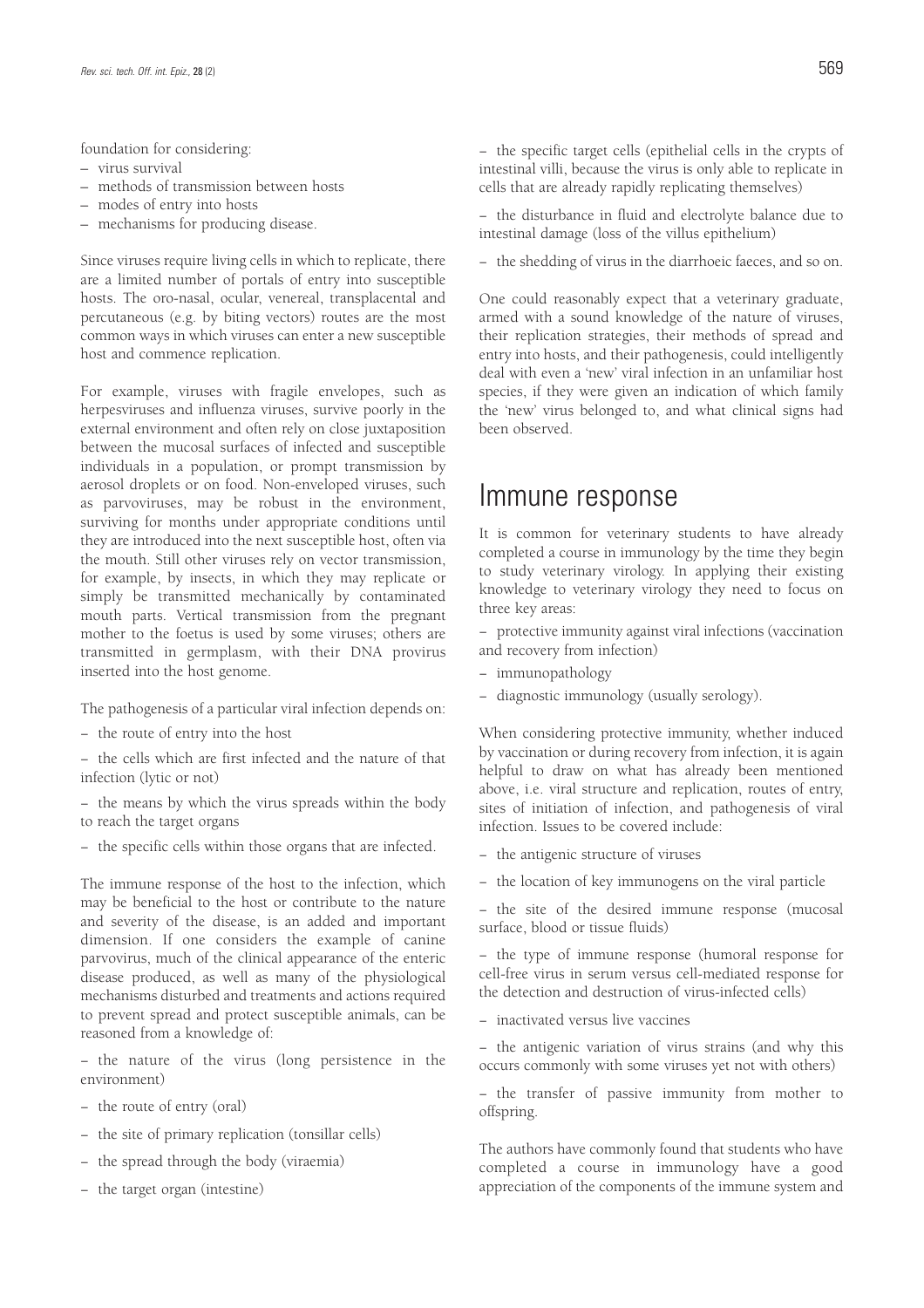foundation for considering:

– virus survival
– methods of transmission between hosts
– modes of entry into hosts
– mechanisms for producing disease.

Since viruses require living cells in which to replicate, there are a limited number of portals of entry into susceptible hosts. The oro-nasal, ocular, venereal, transplacental and percutaneous (e.g. by biting vectors) routes are the most common ways in which viruses can enter a new susceptible host and commence replication.

For example, viruses with fragile envelopes, such as herpesviruses and influenza viruses, survive poorly in the external environment and often rely on close juxtaposition between the mucosal surfaces of infected and susceptible individuals in a population, or prompt transmission by aerosol droplets or on food. Non-enveloped viruses, such as parvoviruses, may be robust in the environment, surviving for months under appropriate conditions until they are introduced into the next susceptible host, often via the mouth. Still other viruses rely on vector transmission, for example, by insects, in which they may replicate or simply be transmitted mechanically by contaminated mouth parts. Vertical transmission from the pregnant mother to the foetus is used by some viruses; others are transmitted in germplasm, with their DNA provirus inserted into the host genome.

The pathogenesis of a particular viral infection depends on:

– the route of entry into the host
– the cells which are first infected and the nature of that infection (lytic or not)
– the means by which the virus spreads within the body to reach the target organs
– the specific cells within those organs that are infected.

The immune response of the host to the infection, which may be beneficial to the host or contribute to the nature and severity of the disease, is an added and important dimension. If one considers the example of canine parvovirus, much of the clinical appearance of the enteric disease produced, as well as many of the physiological mechanisms disturbed and treatments and actions required to prevent spread and protect susceptible animals, can be reasoned from a knowledge of:

– the nature of the virus (long persistence in the environment)
– the route of entry (oral)
– the site of primary replication (tonsillar cells)
– the spread through the body (viraemia)
– the target organ (intestine)
– the specific target cells (epithelial cells in the crypts of intestinal villi, because the virus is only able to replicate in cells that are already rapidly replicating themselves)
– the disturbance in fluid and electrolyte balance due to intestinal damage (loss of the villus epithelium)
– the shedding of virus in the diarrhoeic faeces, and so on.

One could reasonably expect that a veterinary graduate, armed with a sound knowledge of the nature of viruses, their replication strategies, their methods of spread and entry into hosts, and their pathogenesis, could intelligently deal with even a 'new' viral infection in an unfamiliar host species, if they were given an indication of which family the 'new' virus belonged to, and what clinical signs had been observed.

# Immune response

It is common for veterinary students to have already completed a course in immunology by the time they begin to study veterinary virology. In applying their existing knowledge to veterinary virology they need to focus on three key areas:

– protective immunity against viral infections (vaccination and recovery from infection)
– immunopathology
– diagnostic immunology (usually serology).

When considering protective immunity, whether induced by vaccination or during recovery from infection, it is again helpful to draw on what has already been mentioned above, i.e. viral structure and replication, routes of entry, sites of initiation of infection, and pathogenesis of viral infection. Issues to be covered include:

– the antigenic structure of viruses
– the location of key immunogens on the viral particle
– the site of the desired immune response (mucosal surface, blood or tissue fluids)
– the type of immune response (humoral response for cell-free virus in serum versus cell-mediated response for the detection and destruction of virus-infected cells)
– inactivated versus live vaccines
– the antigenic variation of virus strains (and why this occurs commonly with some viruses yet not with others)
– the transfer of passive immunity from mother to offspring.

The authors have commonly found that students who have completed a course in immunology have a good appreciation of the components of the immune system and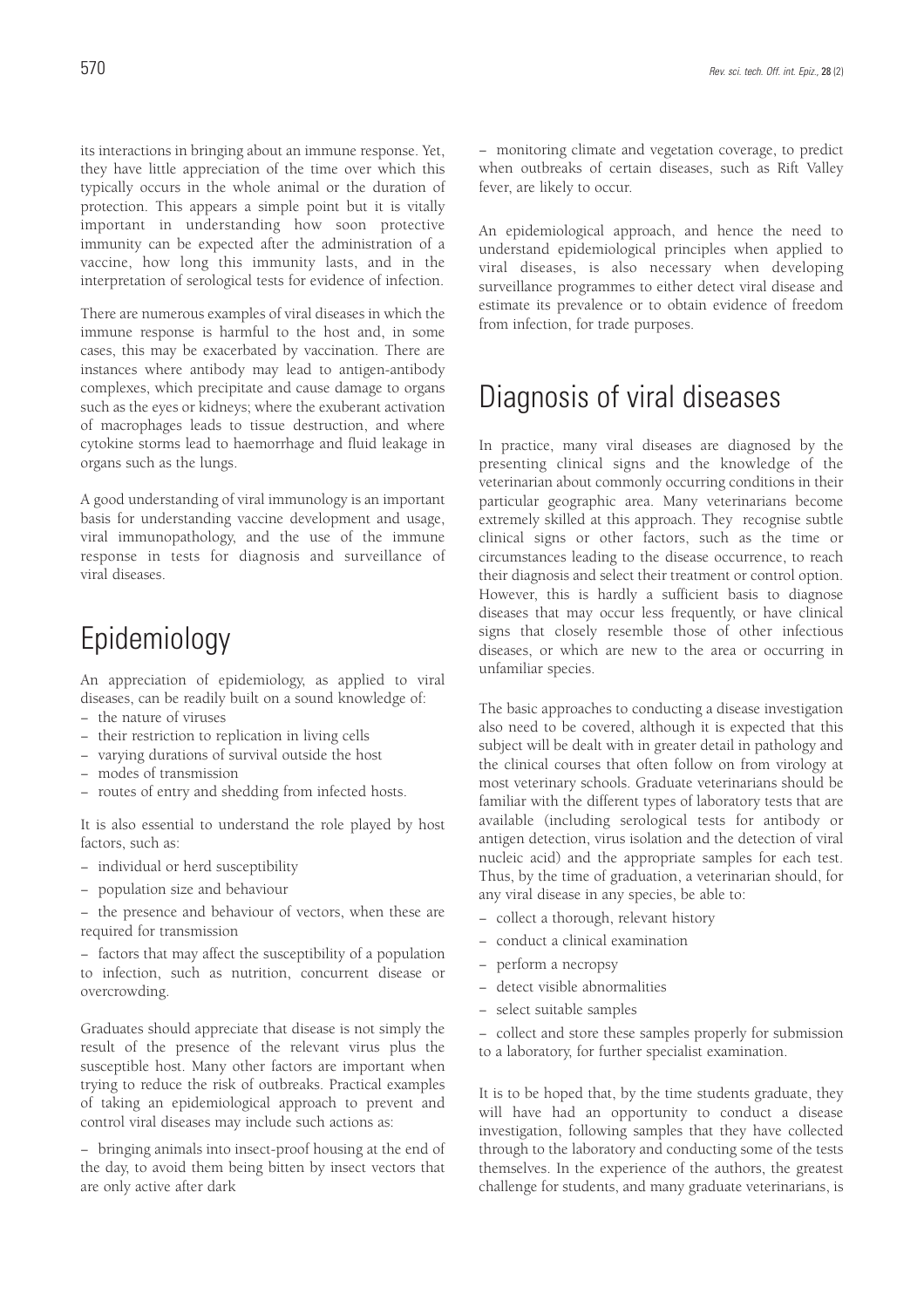its interactions in bringing about an immune response. Yet, they have little appreciation of the time over which this typically occurs in the whole animal or the duration of protection. This appears a simple point but it is vitally important in understanding how soon protective immunity can be expected after the administration of a vaccine, how long this immunity lasts, and in the interpretation of serological tests for evidence of infection.

There are numerous examples of viral diseases in which the immune response is harmful to the host and, in some cases, this may be exacerbated by vaccination. There are instances where antibody may lead to antigen-antibody complexes, which precipitate and cause damage to organs such as the eyes or kidneys; where the exuberant activation of macrophages leads to tissue destruction, and where cytokine storms lead to haemorrhage and fluid leakage in organs such as the lungs.

A good understanding of viral immunology is an important basis for understanding vaccine development and usage, viral immunopathology, and the use of the immune response in tests for diagnosis and surveillance of viral diseases.

# Epidemiology

An appreciation of epidemiology, as applied to viral diseases, can be readily built on a sound knowledge of:

- the nature of viruses
- their restriction to replication in living cells
- varying durations of survival outside the host
- modes of transmission
- routes of entry and shedding from infected hosts.

It is also essential to understand the role played by host factors, such as:

- individual or herd susceptibility
- population size and behaviour
- the presence and behaviour of vectors, when these are required for transmission
- factors that may affect the susceptibility of a population to infection, such as nutrition, concurrent disease or overcrowding.

Graduates should appreciate that disease is not simply the result of the presence of the relevant virus plus the susceptible host. Many other factors are important when trying to reduce the risk of outbreaks. Practical examples of taking an epidemiological approach to prevent and control viral diseases may include such actions as:

- bringing animals into insect-proof housing at the end of the day, to avoid them being bitten by insect vectors that are only active after dark
- monitoring climate and vegetation coverage, to predict when outbreaks of certain diseases, such as Rift Valley fever, are likely to occur.

An epidemiological approach, and hence the need to understand epidemiological principles when applied to viral diseases, is also necessary when developing surveillance programmes to either detect viral disease and estimate its prevalence or to obtain evidence of freedom from infection, for trade purposes.

# Diagnosis of viral diseases

In practice, many viral diseases are diagnosed by the presenting clinical signs and the knowledge of the veterinarian about commonly occurring conditions in their particular geographic area. Many veterinarians become extremely skilled at this approach. They recognise subtle clinical signs or other factors, such as the time or circumstances leading to the disease occurrence, to reach their diagnosis and select their treatment or control option. However, this is hardly a sufficient basis to diagnose diseases that may occur less frequently, or have clinical signs that closely resemble those of other infectious diseases, or which are new to the area or occurring in unfamiliar species.

The basic approaches to conducting a disease investigation also need to be covered, although it is expected that this subject will be dealt with in greater detail in pathology and the clinical courses that often follow on from virology at most veterinary schools. Graduate veterinarians should be familiar with the different types of laboratory tests that are available (including serological tests for antibody or antigen detection, virus isolation and the detection of viral nucleic acid) and the appropriate samples for each test. Thus, by the time of graduation, a veterinarian should, for any viral disease in any species, be able to:

- collect a thorough, relevant history
- conduct a clinical examination
- perform a necropsy
- detect visible abnormalities
- select suitable samples
- collect and store these samples properly for submission to a laboratory, for further specialist examination.

It is to be hoped that, by the time students graduate, they will have had an opportunity to conduct a disease investigation, following samples that they have collected through to the laboratory and conducting some of the tests themselves. In the experience of the authors, the greatest challenge for students, and many graduate veterinarians, is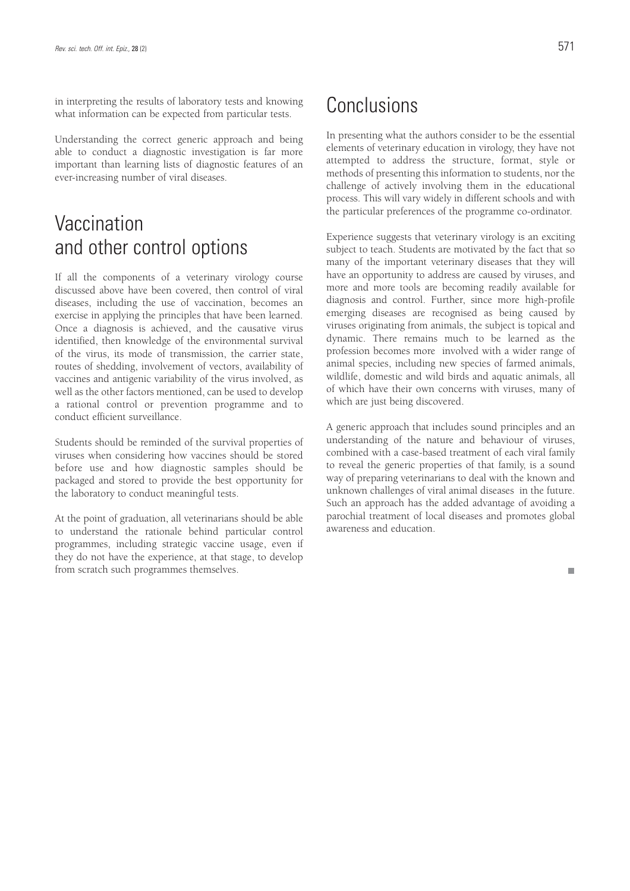in interpreting the results of laboratory tests and knowing what information can be expected from particular tests.

Understanding the correct generic approach and being able to conduct a diagnostic investigation is far more important than learning lists of diagnostic features of an ever-increasing number of viral diseases.

# Vaccination and other control options

If all the components of a veterinary virology course discussed above have been covered, then control of viral diseases, including the use of vaccination, becomes an exercise in applying the principles that have been learned. Once a diagnosis is achieved, and the causative virus identified, then knowledge of the environmental survival of the virus, its mode of transmission, the carrier state, routes of shedding, involvement of vectors, availability of vaccines and antigenic variability of the virus involved, as well as the other factors mentioned, can be used to develop a rational control or prevention programme and to conduct efficient surveillance.

Students should be reminded of the survival properties of viruses when considering how vaccines should be stored before use and how diagnostic samples should be packaged and stored to provide the best opportunity for the laboratory to conduct meaningful tests.

At the point of graduation, all veterinarians should be able to understand the rationale behind particular control programmes, including strategic vaccine usage, even if they do not have the experience, at that stage, to develop from scratch such programmes themselves.

# Conclusions

In presenting what the authors consider to be the essential elements of veterinary education in virology, they have not attempted to address the structure, format, style or methods of presenting this information to students, nor the challenge of actively involving them in the educational process. This will vary widely in different schools and with the particular preferences of the programme co-ordinator.

Experience suggests that veterinary virology is an exciting subject to teach. Students are motivated by the fact that so many of the important veterinary diseases that they will have an opportunity to address are caused by viruses, and more and more tools are becoming readily available for diagnosis and control. Further, since more high-profile emerging diseases are recognised as being caused by viruses originating from animals, the subject is topical and dynamic. There remains much to be learned as the profession becomes more involved with a wider range of animal species, including new species of farmed animals, wildlife, domestic and wild birds and aquatic animals, all of which have their own concerns with viruses, many of which are just being discovered.

A generic approach that includes sound principles and an understanding of the nature and behaviour of viruses, combined with a case-based treatment of each viral family to reveal the generic properties of that family, is a sound way of preparing veterinarians to deal with the known and unknown challenges of viral animal diseases in the future. Such an approach has the added advantage of avoiding a parochial treatment of local diseases and promotes global awareness and education.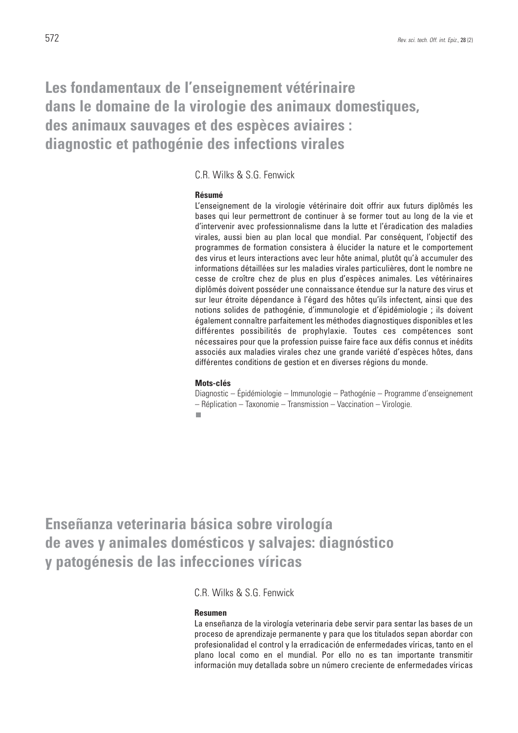# Les fondamentaux de l'enseignement vétérinaire dans le domaine de la virologie des animaux domestiques, des animaux sauvages et des espèces aviaires : diagnostic et pathogénie des infections virales

C.R. Wilks & S.G. Fenwick

**Résumé**

L'enseignement de la virologie vétérinaire doit offrir aux futurs diplômés les bases qui leur permettront de continuer à se former tout au long de la vie et d'intervenir avec professionnalisme dans la lutte et l'éradication des maladies virales, aussi bien au plan local que mondial. Par conséquent, l'objectif des programmes de formation consistera à élucider la nature et le comportement des virus et leurs interactions avec leur hôte animal, plutôt qu'à accumuler des informations détaillées sur les maladies virales particulières, dont le nombre ne cesse de croître chez de plus en plus d'espèces animales. Les vétérinaires diplômés doivent posséder une connaissance étendue sur la nature des virus et sur leur étroite dépendance à l'égard des hôtes qu'ils infectent, ainsi que des notions solides de pathogénie, d'immunologie et d'épidémiologie ; ils doivent également connaître parfaitement les méthodes diagnostiques disponibles et les différentes possibilités de prophylaxie. Toutes ces compétences sont nécessaires pour que la profession puisse faire face aux défis connus et inédits associés aux maladies virales chez une grande variété d'espèces hôtes, dans différentes conditions de gestion et en diverses régions du monde.

**Mots-clés**

Diagnostic – Épidémiologie – Immunologie – Pathogénie – Programme d'enseignement – Réplication – Taxonomie – Transmission – Vaccination – Virologie.

# Enseñanza veterinaria básica sobre virología de aves y animales domésticos y salvajes: diagnóstico y patogénesis de las infecciones víricas

C.R. Wilks & S.G. Fenwick

**Resumen**

La enseñanza de la virología veterinaria debe servir para sentar las bases de un proceso de aprendizaje permanente y para que los titulados sepan abordar con profesionalidad el control y la erradicación de enfermedades víricas, tanto en el plano local como en el mundial. Por ello no es tan importante transmitir información muy detallada sobre un número creciente de enfermedades víricas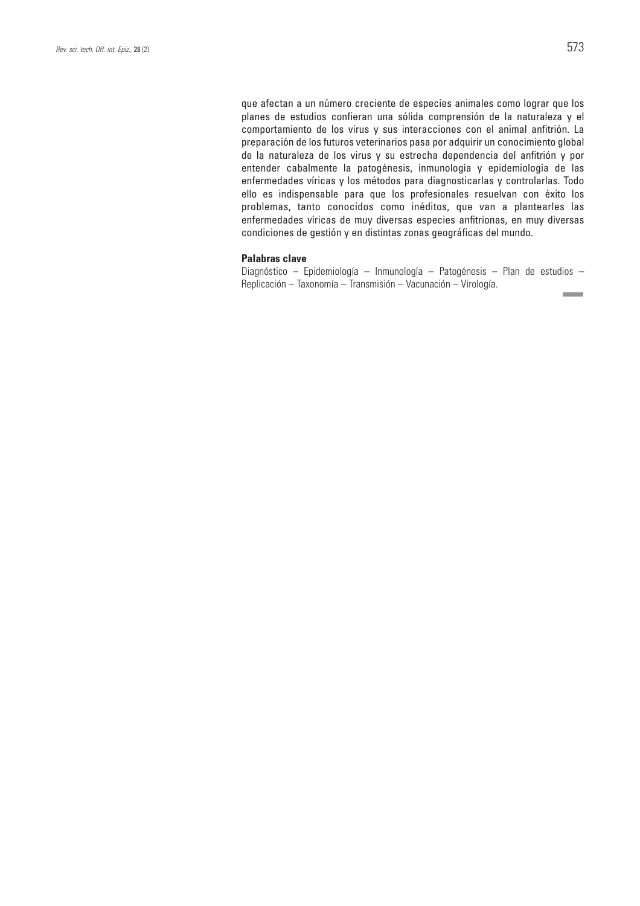que afectan a un número creciente de especies animales como lograr que los planes de estudios confieran una sólida comprensión de la naturaleza y el comportamiento de los virus y sus interacciones con el animal anfitrión. La preparación de los futuros veterinarios pasa por adquirir un conocimiento global de la naturaleza de los virus y su estrecha dependencia del anfitrión y por entender cabalmente la patogénesis, inmunología y epidemiología de las enfermedades víricas y los métodos para diagnosticarlas y controlarlas. Todo ello es indispensable para que los profesionales resuelvan con éxito los problemas, tanto conocidos como inéditos, que van a plantearles las enfermedades víricas de muy diversas especies anfitrionas, en muy diversas condiciones de gestión y en distintas zonas geográficas del mundo.

**Palabras clave**

Diagnóstico – Epidemiología – Inmunología – Patogénesis – Plan de estudios – Replicación – Taxonomía – Transmisión – Vacunación – Virología.